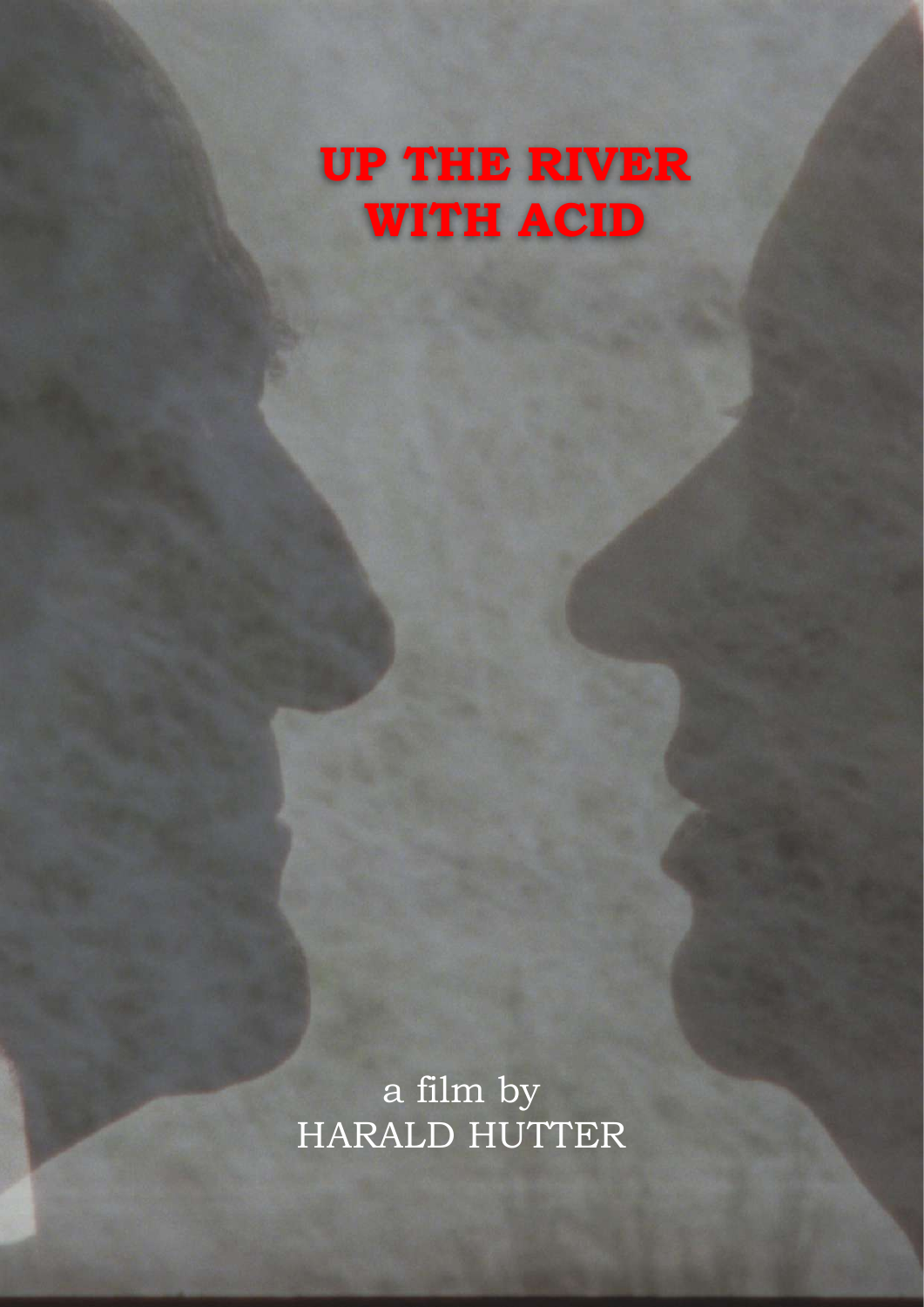# UP THE RIVER WITH ACID

a film by
HARALD HUTTER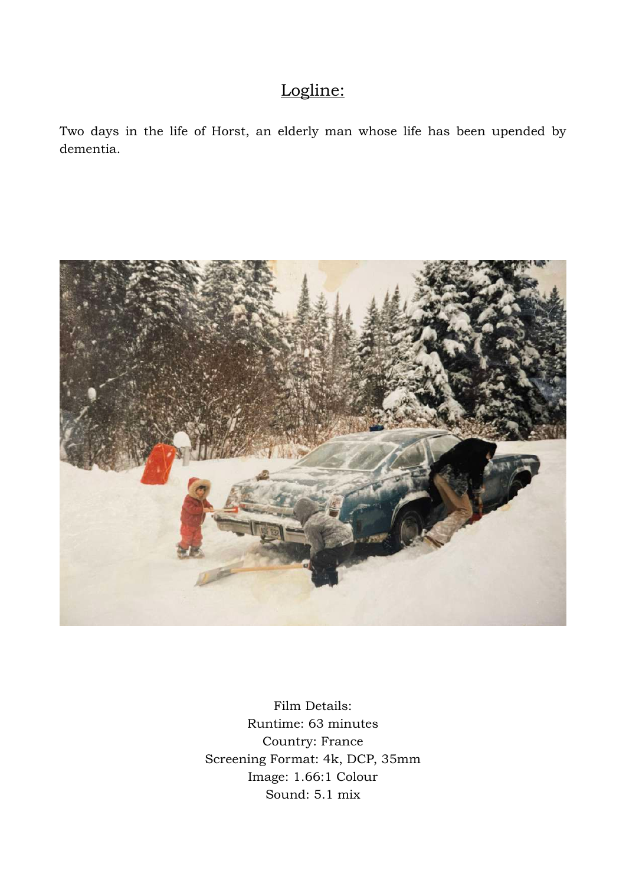## Logline:

Two days in the life of Horst, an elderly man whose life has been upended by dementia.

Film Details:
Runtime: 63 minutes
Country: France
Screening Format: 4k, DCP, 35mm
Image: 1.66:1 Colour
Sound: 5.1 mix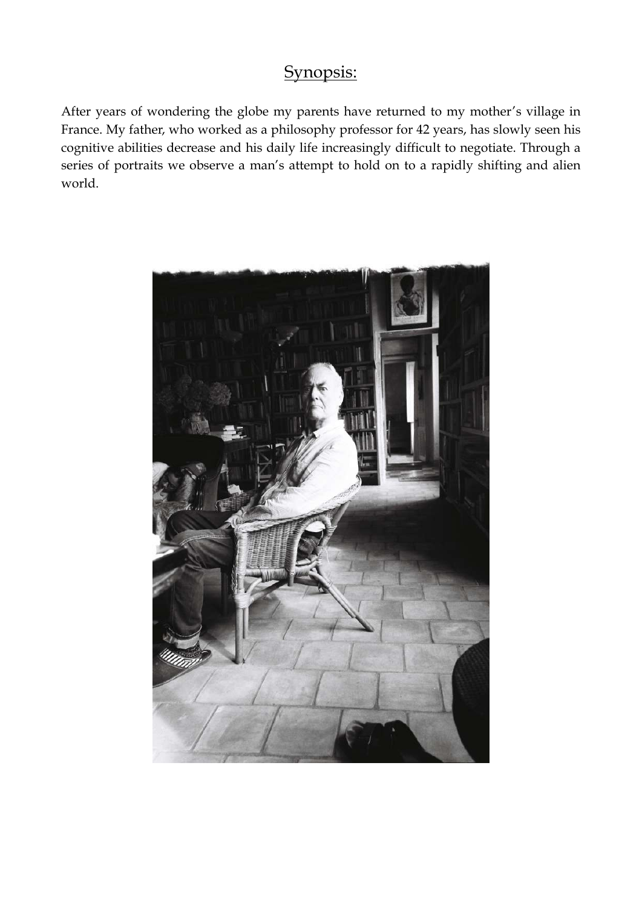## Synopsis:

After years of wondering the globe my parents have returned to my mother's village in France. My father, who worked as a philosophy professor for 42 years, has slowly seen his cognitive abilities decrease and his daily life increasingly difficult to negotiate. Through a series of portraits we observe a man's attempt to hold on to a rapidly shifting and alien world.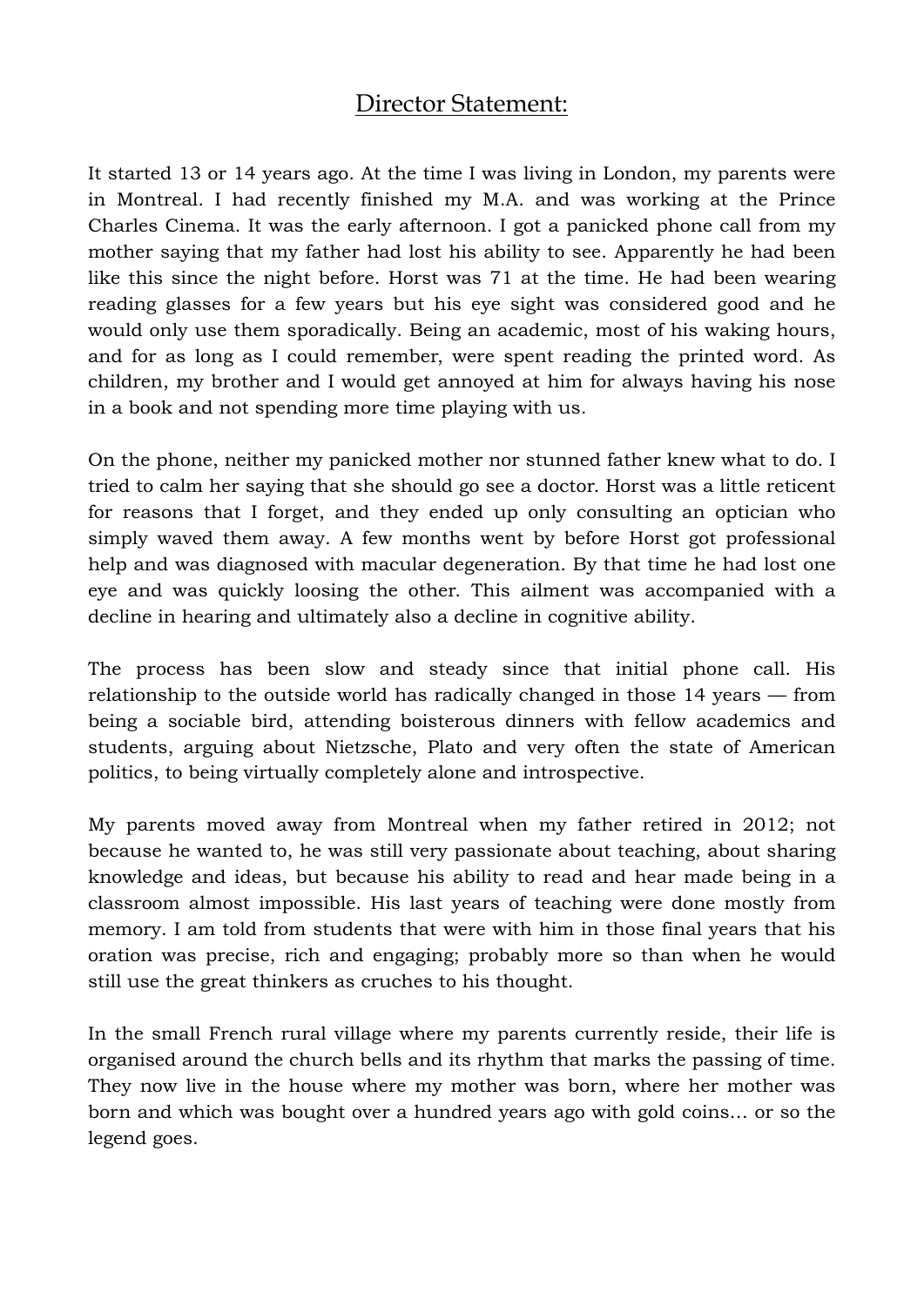## Director Statement:

It started 13 or 14 years ago. At the time I was living in London, my parents were in Montreal. I had recently finished my M.A. and was working at the Prince Charles Cinema. It was the early afternoon. I got a panicked phone call from my mother saying that my father had lost his ability to see. Apparently he had been like this since the night before. Horst was 71 at the time. He had been wearing reading glasses for a few years but his eye sight was considered good and he would only use them sporadically. Being an academic, most of his waking hours, and for as long as I could remember, were spent reading the printed word. As children, my brother and I would get annoyed at him for always having his nose in a book and not spending more time playing with us.

On the phone, neither my panicked mother nor stunned father knew what to do. I tried to calm her saying that she should go see a doctor. Horst was a little reticent for reasons that I forget, and they ended up only consulting an optician who simply waved them away. A few months went by before Horst got professional help and was diagnosed with macular degeneration. By that time he had lost one eye and was quickly loosing the other. This ailment was accompanied with a decline in hearing and ultimately also a decline in cognitive ability.

The process has been slow and steady since that initial phone call. His relationship to the outside world has radically changed in those 14 years — from being a sociable bird, attending boisterous dinners with fellow academics and students, arguing about Nietzsche, Plato and very often the state of American politics, to being virtually completely alone and introspective.

My parents moved away from Montreal when my father retired in 2012; not because he wanted to, he was still very passionate about teaching, about sharing knowledge and ideas, but because his ability to read and hear made being in a classroom almost impossible. His last years of teaching were done mostly from memory. I am told from students that were with him in those final years that his oration was precise, rich and engaging; probably more so than when he would still use the great thinkers as cruches to his thought.

In the small French rural village where my parents currently reside, their life is organised around the church bells and its rhythm that marks the passing of time. They now live in the house where my mother was born, where her mother was born and which was bought over a hundred years ago with gold coins... or so the legend goes.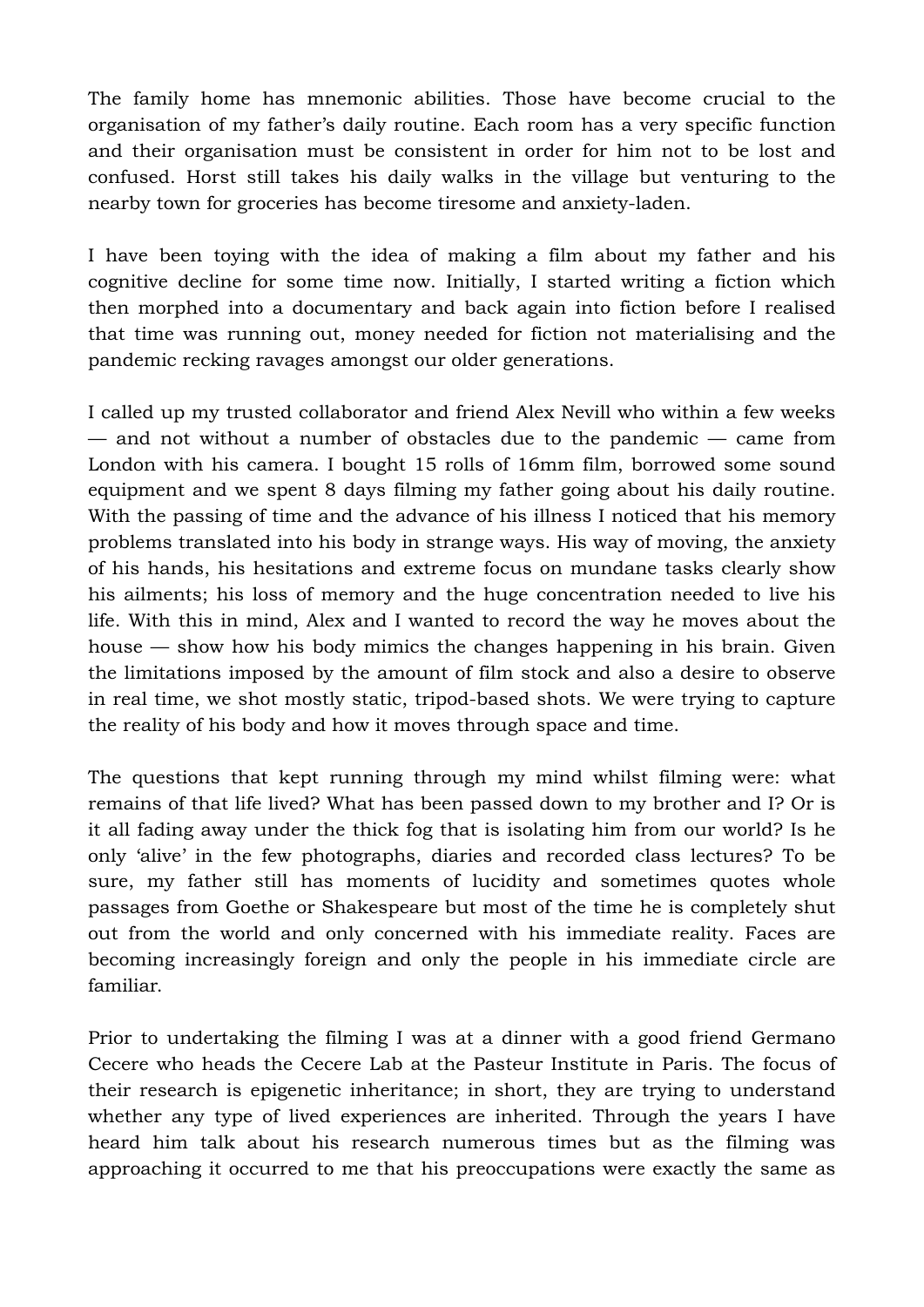The family home has mnemonic abilities. Those have become crucial to the organisation of my father's daily routine. Each room has a very specific function and their organisation must be consistent in order for him not to be lost and confused. Horst still takes his daily walks in the village but venturing to the nearby town for groceries has become tiresome and anxiety-laden.

I have been toying with the idea of making a film about my father and his cognitive decline for some time now. Initially, I started writing a fiction which then morphed into a documentary and back again into fiction before I realised that time was running out, money needed for fiction not materialising and the pandemic recking ravages amongst our older generations.

I called up my trusted collaborator and friend Alex Nevill who within a few weeks — and not without a number of obstacles due to the pandemic — came from London with his camera. I bought 15 rolls of 16mm film, borrowed some sound equipment and we spent 8 days filming my father going about his daily routine. With the passing of time and the advance of his illness I noticed that his memory problems translated into his body in strange ways. His way of moving, the anxiety of his hands, his hesitations and extreme focus on mundane tasks clearly show his ailments; his loss of memory and the huge concentration needed to live his life. With this in mind, Alex and I wanted to record the way he moves about the house — show how his body mimics the changes happening in his brain. Given the limitations imposed by the amount of film stock and also a desire to observe in real time, we shot mostly static, tripod-based shots. We were trying to capture the reality of his body and how it moves through space and time.

The questions that kept running through my mind whilst filming were: what remains of that life lived? What has been passed down to my brother and I? Or is it all fading away under the thick fog that is isolating him from our world? Is he only 'alive' in the few photographs, diaries and recorded class lectures? To be sure, my father still has moments of lucidity and sometimes quotes whole passages from Goethe or Shakespeare but most of the time he is completely shut out from the world and only concerned with his immediate reality. Faces are becoming increasingly foreign and only the people in his immediate circle are familiar.

Prior to undertaking the filming I was at a dinner with a good friend Germano Cecere who heads the Cecere Lab at the Pasteur Institute in Paris. The focus of their research is epigenetic inheritance; in short, they are trying to understand whether any type of lived experiences are inherited. Through the years I have heard him talk about his research numerous times but as the filming was approaching it occurred to me that his preoccupations were exactly the same as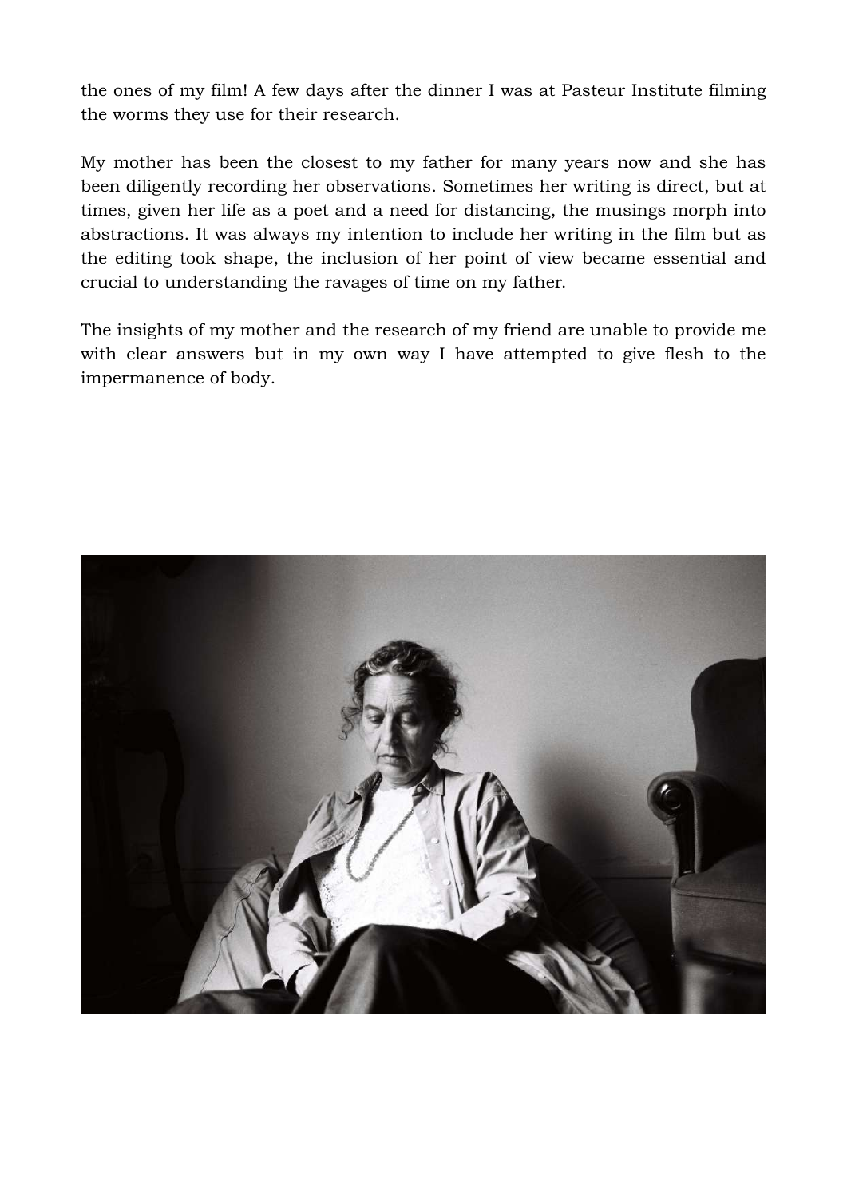the ones of my film! A few days after the dinner I was at Pasteur Institute filming the worms they use for their research.

My mother has been the closest to my father for many years now and she has been diligently recording her observations. Sometimes her writing is direct, but at times, given her life as a poet and a need for distancing, the musings morph into abstractions. It was always my intention to include her writing in the film but as the editing took shape, the inclusion of her point of view became essential and crucial to understanding the ravages of time on my father.

The insights of my mother and the research of my friend are unable to provide me with clear answers but in my own way I have attempted to give flesh to the impermanence of body.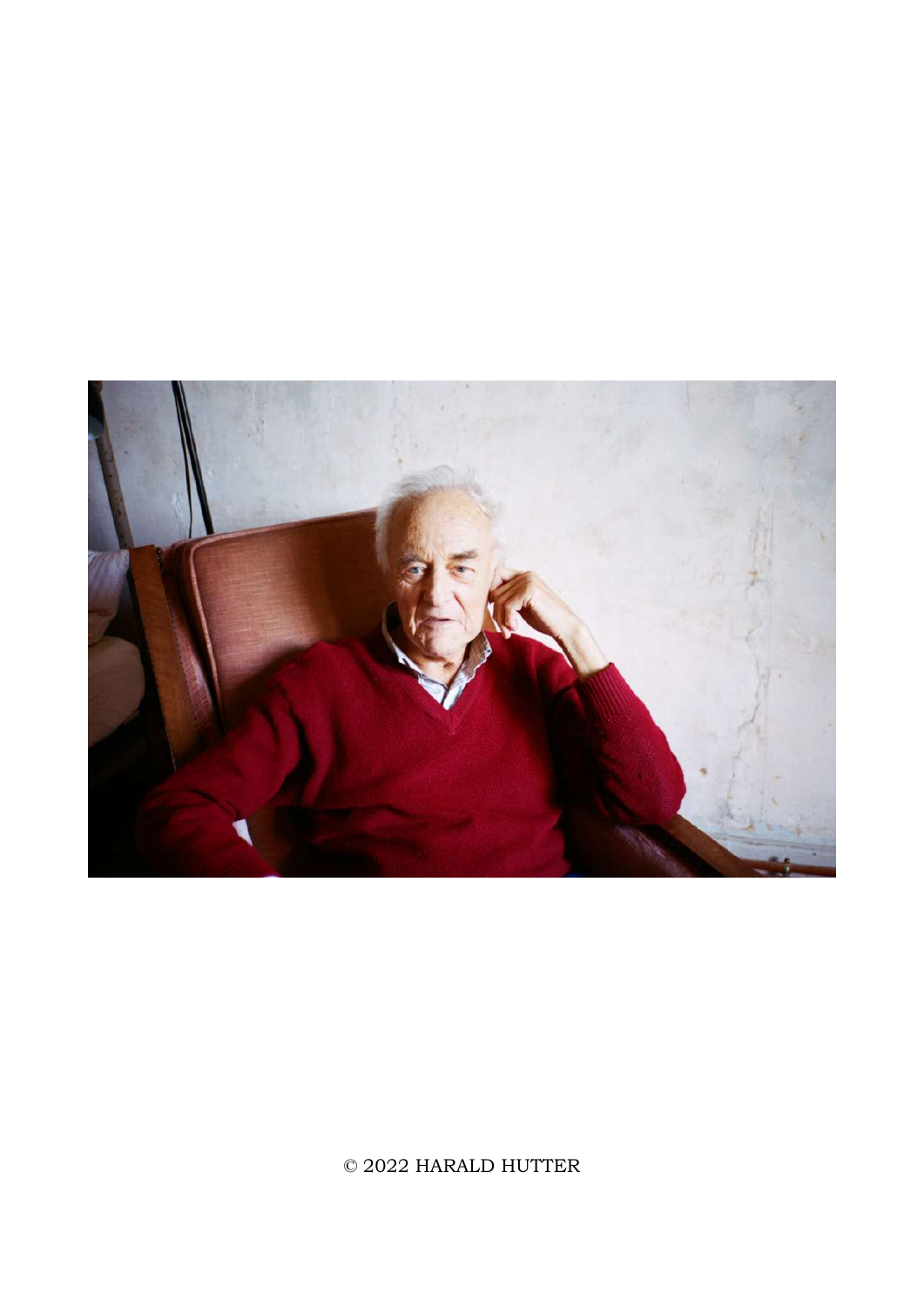© 2022 HARALD HUTTER